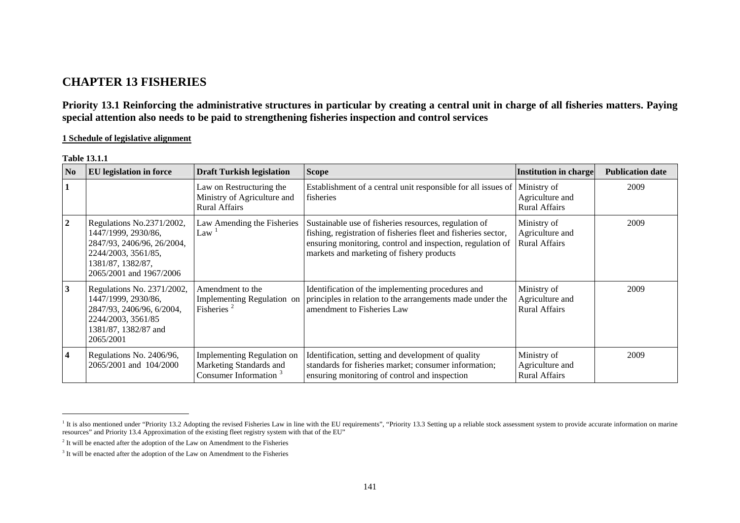# CHAPTER 13 FISHERIES

## Priority 13.1 Reinforcing the administrative structures in particular by creating a central unit in charge of all fisheries matters. Paying special attention also needs to be paid to strengthening fisheries inspection and control services

**1 Schedule of legislative alignment**

**Table 13.1.1**

| No | EU legislation in force | Draft Turkish legislation | Scope | Institution in charge | Publication date |
|---|---|---|---|---|---|
| 1 | | Law on Restructuring the Ministry of Agriculture and Rural Affairs | Establishment of a central unit responsible for all issues of fisheries | Ministry of Agriculture and Rural Affairs | 2009 |
| 2 | Regulations No.2371/2002, 1447/1999, 2930/86, 2847/93, 2406/96, 26/2004, 2244/2003, 3561/85, 1381/87, 1382/87, 2065/2001 and 1967/2006 | Law Amending the Fisheries Law [1] | Sustainable use of fisheries resources, regulation of fishing, registration of fisheries fleet and fisheries sector, ensuring monitoring, control and inspection, regulation of markets and marketing of fishery products | Ministry of Agriculture and Rural Affairs | 2009 |
| 3 | Regulations No. 2371/2002, 1447/1999, 2930/86, 2847/93, 2406/96, 6/2004, 2244/2003, 3561/85 1381/87, 1382/87 and 2065/2001 | Amendment to the Implementing Regulation on Fisheries [2] | Identification of the implementing procedures and principles in relation to the arrangements made under the amendment to Fisheries Law | Ministry of Agriculture and Rural Affairs | 2009 |
| 4 | Regulations No. 2406/96, 2065/2001 and 104/2000 | Implementing Regulation on Marketing Standards and Consumer Information [3] | Identification, setting and development of quality standards for fisheries market; consumer information; ensuring monitoring of control and inspection | Ministry of Agriculture and Rural Affairs | 2009 |

[1] It is also mentioned under "Priority 13.2 Adopting the revised Fisheries Law in line with the EU requirements", "Priority 13.3 Setting up a reliable stock assessment system to provide accurate information on marine resources" and Priority 13.4 Approximation of the existing fleet registry system with that of the EU"

[2] It will be enacted after the adoption of the Law on Amendment to the Fisheries

[3] It will be enacted after the adoption of the Law on Amendment to the Fisheries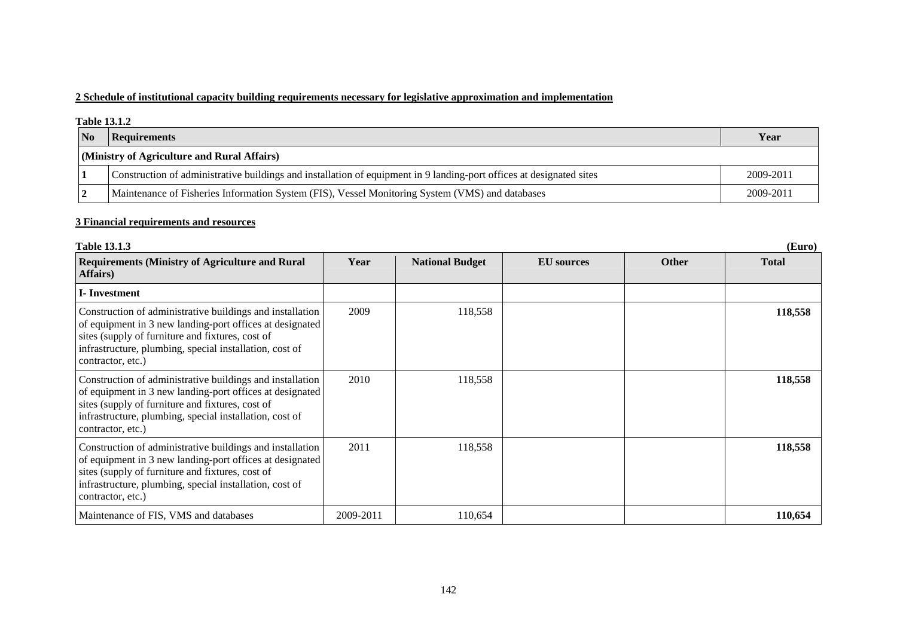**2 Schedule of institutional capacity building requirements necessary for legislative approximation and implementation**

**Table 13.1.2**

| No | Requirements | Year |
|---|---|---|
| **(Ministry of Agriculture and Rural Affairs)** | | |
| **1** | Construction of administrative buildings and installation of equipment in 9 landing-port offices at designated sites | 2009-2011 |
| **2** | Maintenance of Fisheries Information System (FIS), Vessel Monitoring System (VMS) and databases | 2009-2011 |

**3 Financial requirements and resources**

**Table 13.1.3** **(Euro)**

| Requirements (Ministry of Agriculture and Rural Affairs) | Year | National Budget | EU sources | Other | Total |
|---|---|---|---|---|---|
| **I- Investment** | | | | | |
| Construction of administrative buildings and installation of equipment in 3 new landing-port offices at designated sites (supply of furniture and fixtures, cost of infrastructure, plumbing, special installation, cost of contractor, etc.) | 2009 | 118,558 | | | **118,558** |
| Construction of administrative buildings and installation of equipment in 3 new landing-port offices at designated sites (supply of furniture and fixtures, cost of infrastructure, plumbing, special installation, cost of contractor, etc.) | 2010 | 118,558 | | | **118,558** |
| Construction of administrative buildings and installation of equipment in 3 new landing-port offices at designated sites (supply of furniture and fixtures, cost of infrastructure, plumbing, special installation, cost of contractor, etc.) | 2011 | 118,558 | | | **118,558** |
| Maintenance of FIS, VMS and databases | 2009-2011 | 110,654 | | | **110,654** |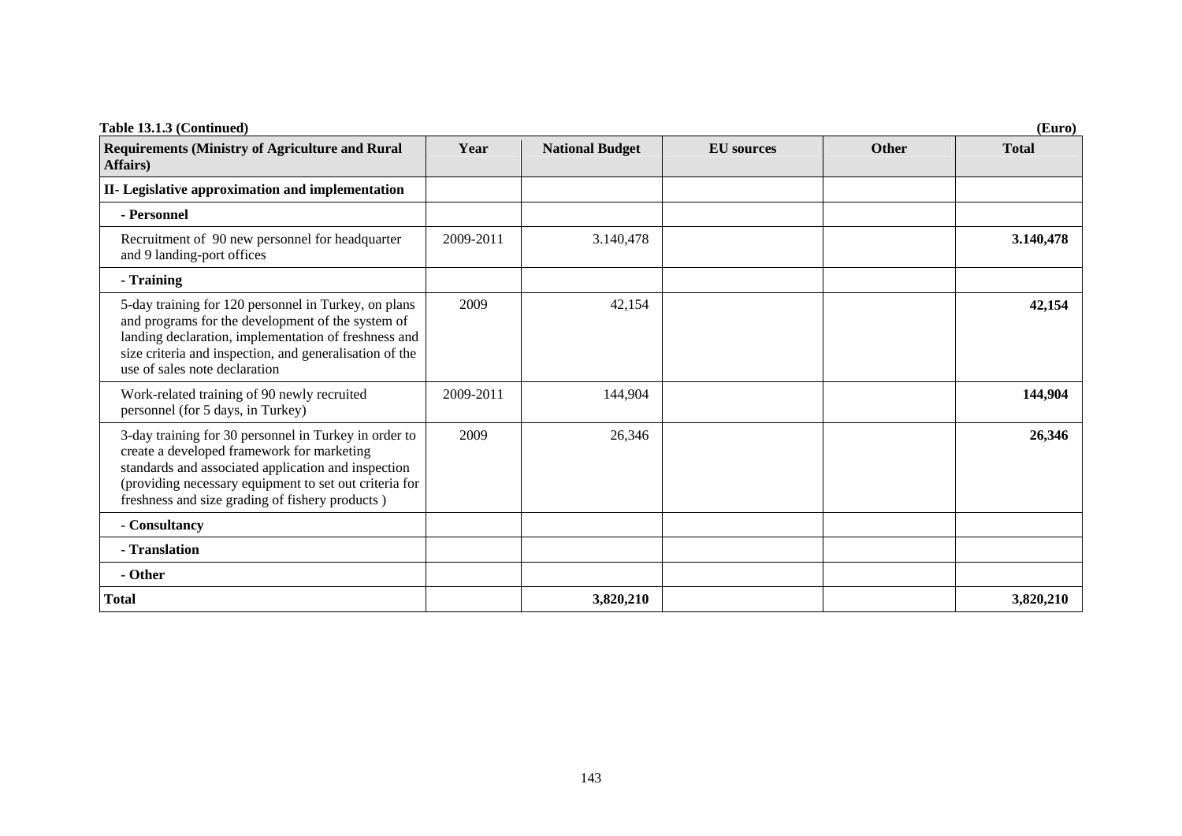**Table 13.1.3 (Continued)** **(Euro)**

| Requirements (Ministry of Agriculture and Rural Affairs) | Year | National Budget | EU sources | Other | Total |
|---|---|---|---|---|---|
| **II- Legislative approximation and implementation** | | | | | |
| **- Personnel** | | | | | |
| Recruitment of 90 new personnel for headquarter and 9 landing-port offices | 2009-2011 | 3.140,478 | | | **3.140,478** |
| **- Training** | | | | | |
| 5-day training for 120 personnel in Turkey, on plans and programs for the development of the system of landing declaration, implementation of freshness and size criteria and inspection, and generalisation of the use of sales note declaration | 2009 | 42,154 | | | **42,154** |
| Work-related training of 90 newly recruited personnel (for 5 days, in Turkey) | 2009-2011 | 144,904 | | | **144,904** |
| 3-day training for 30 personnel in Turkey in order to create a developed framework for marketing standards and associated application and inspection (providing necessary equipment to set out criteria for freshness and size grading of fishery products ) | 2009 | 26,346 | | | **26,346** |
| **- Consultancy** | | | | | |
| **- Translation** | | | | | |
| **- Other** | | | | | |
| **Total** | | **3,820,210** | | | **3,820,210** |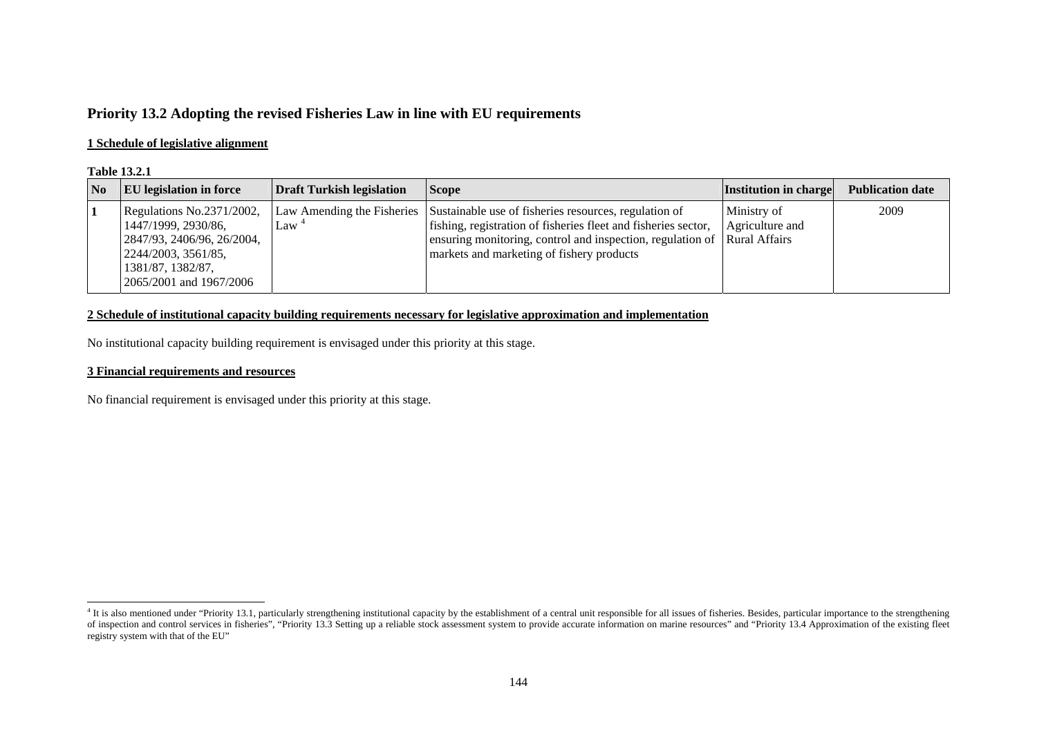## Priority 13.2 Adopting the revised Fisheries Law in line with EU requirements

**1 Schedule of legislative alignment**

**Table 13.2.1**

| No | EU legislation in force | Draft Turkish legislation | Scope | Institution in charge | Publication date |
|---|---|---|---|---|---|
| **1** | Regulations No.2371/2002, 1447/1999, 2930/86, 2847/93, 2406/96, 26/2004, 2244/2003, 3561/85, 1381/87, 1382/87, 2065/2001 and 1967/2006 | Law Amending the Fisheries Law [4] | Sustainable use of fisheries resources, regulation of fishing, registration of fisheries fleet and fisheries sector, ensuring monitoring, control and inspection, regulation of markets and marketing of fishery products | Ministry of Agriculture and Rural Affairs | 2009 |

**2 Schedule of institutional capacity building requirements necessary for legislative approximation and implementation**

No institutional capacity building requirement is envisaged under this priority at this stage.

**3 Financial requirements and resources**

No financial requirement is envisaged under this priority at this stage.

---

[4] It is also mentioned under "Priority 13.1, particularly strengthening institutional capacity by the establishment of a central unit responsible for all issues of fisheries. Besides, particular importance to the strengthening of inspection and control services in fisheries", "Priority 13.3 Setting up a reliable stock assessment system to provide accurate information on marine resources" and "Priority 13.4 Approximation of the existing fleet registry system with that of the EU"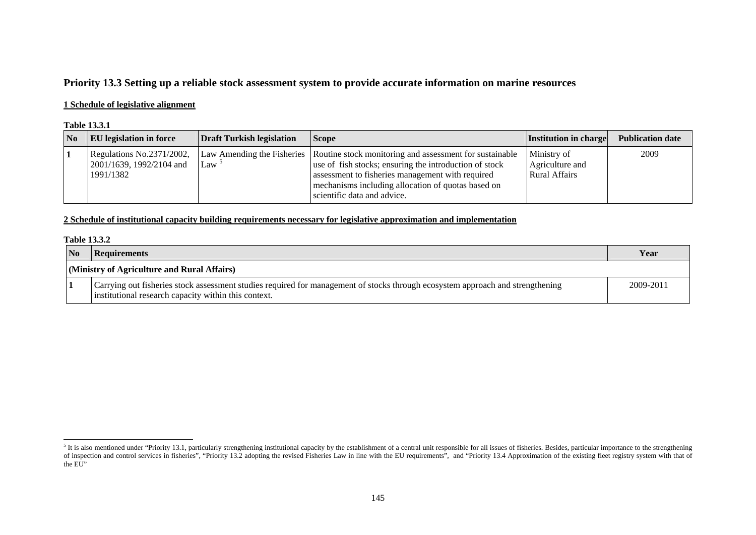## Priority 13.3 Setting up a reliable stock assessment system to provide accurate information on marine resources

**1 Schedule of legislative alignment**

**Table 13.3.1**

| No | EU legislation in force | Draft Turkish legislation | Scope | Institution in charge | Publication date |
|---|---|---|---|---|---|
| 1 | Regulations No.2371/2002, 2001/1639, 1992/2104 and 1991/1382 | Law Amending the Fisheries Law [5] | Routine stock monitoring and assessment for sustainable use of fish stocks; ensuring the introduction of stock assessment to fisheries management with required mechanisms including allocation of quotas based on scientific data and advice. | Ministry of Agriculture and Rural Affairs | 2009 |

**2 Schedule of institutional capacity building requirements necessary for legislative approximation and implementation**

**Table 13.3.2**

| No | Requirements | Year |
|---|---|---|
| **(Ministry of Agriculture and Rural Affairs)** | | |
| 1 | Carrying out fisheries stock assessment studies required for management of stocks through ecosystem approach and strengthening institutional research capacity within this context. | 2009-2011 |

[5] It is also mentioned under "Priority 13.1, particularly strengthening institutional capacity by the establishment of a central unit responsible for all issues of fisheries. Besides, particular importance to the strengthening of inspection and control services in fisheries", "Priority 13.2 adopting the revised Fisheries Law in line with the EU requirements", and "Priority 13.4 Approximation of the existing fleet registry system with that of the EU"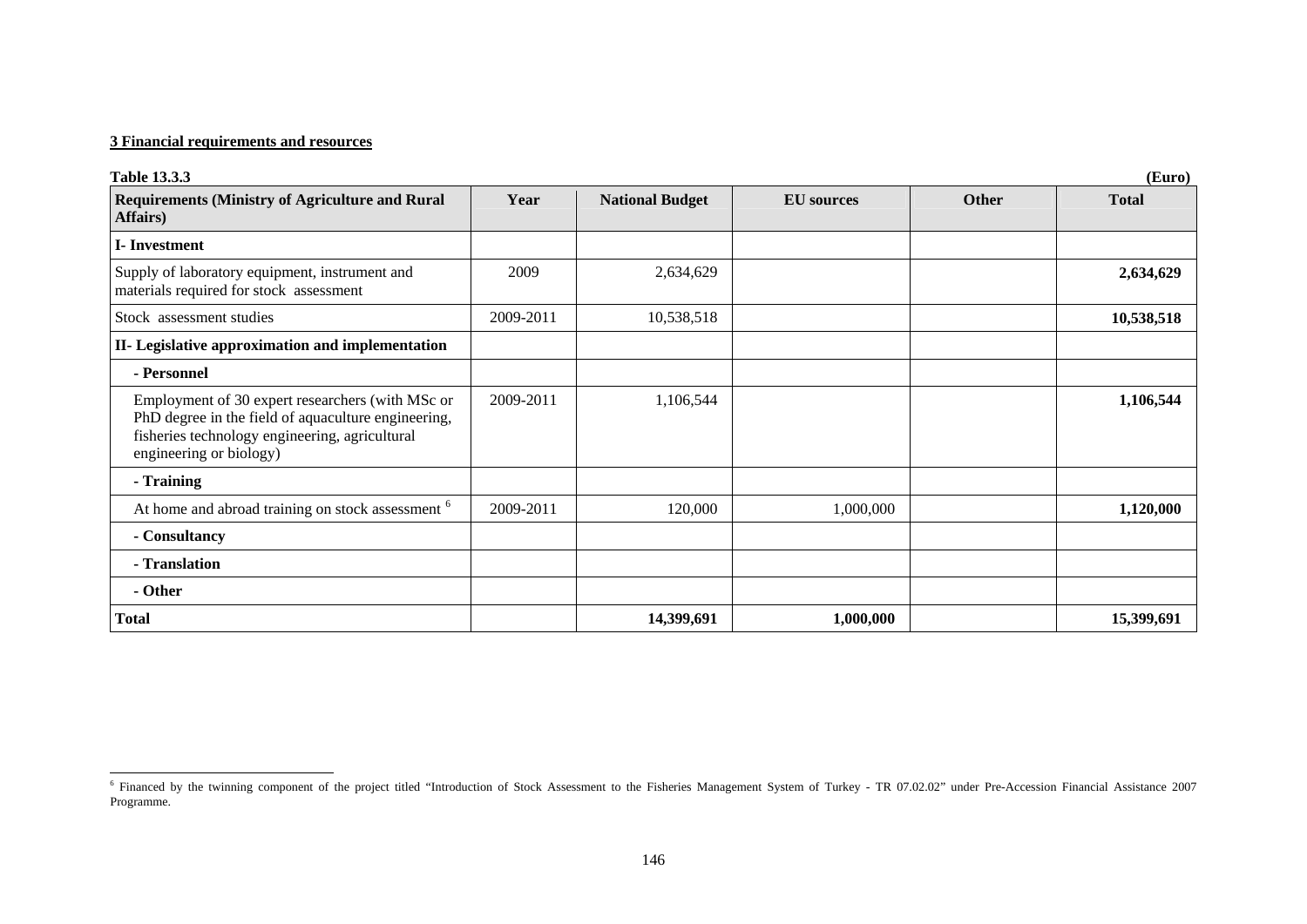**3 Financial requirements and resources**

**Table 13.3.3** **(Euro)**

| Requirements (Ministry of Agriculture and Rural Affairs) | Year | National Budget | EU sources | Other | Total |
|---|---|---|---|---|---|
| **I- Investment** | | | | | |
| Supply of laboratory equipment, instrument and materials required for stock assessment | 2009 | 2,634,629 | | | **2,634,629** |
| Stock assessment studies | 2009-2011 | 10,538,518 | | | **10,538,518** |
| **II- Legislative approximation and implementation** | | | | | |
| **- Personnel** | | | | | |
| Employment of 30 expert researchers (with MSc or PhD degree in the field of aquaculture engineering, fisheries technology engineering, agricultural engineering or biology) | 2009-2011 | 1,106,544 | | | **1,106,544** |
| **- Training** | | | | | |
| At home and abroad training on stock assessment [6] | 2009-2011 | 120,000 | 1,000,000 | | **1,120,000** |
| **- Consultancy** | | | | | |
| **- Translation** | | | | | |
| **- Other** | | | | | |
| **Total** | | **14,399,691** | **1,000,000** | | **15,399,691** |

[6] Financed by the twinning component of the project titled "Introduction of Stock Assessment to the Fisheries Management System of Turkey - TR 07.02.02" under Pre-Accession Financial Assistance 2007 Programme.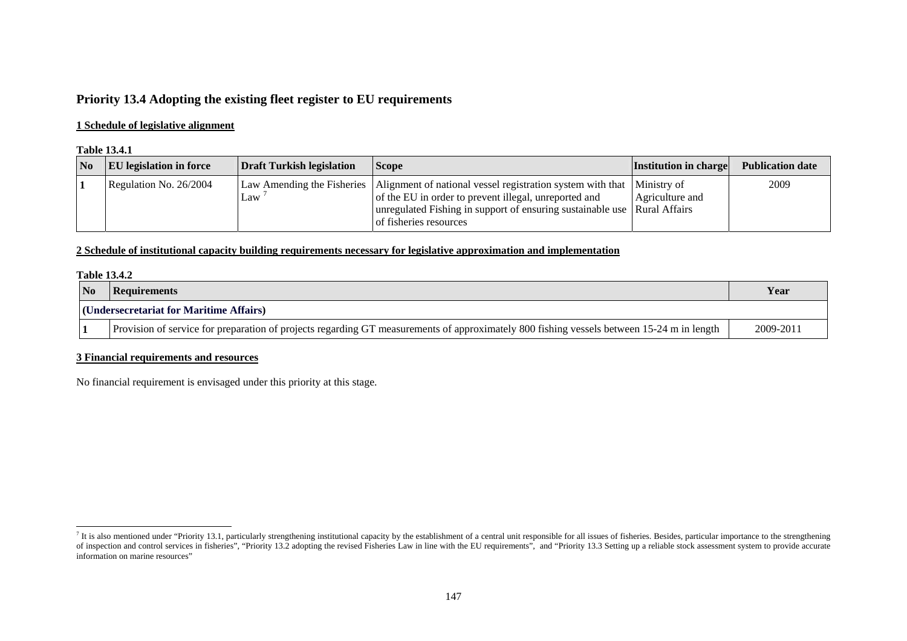## Priority 13.4 Adopting the existing fleet register to EU requirements

### 1 Schedule of legislative alignment

**Table 13.4.1**

| No | EU legislation in force | Draft Turkish legislation | Scope | Institution in charge | Publication date |
|---|---|---|---|---|---|
| 1 | Regulation No. 26/2004 | Law Amending the Fisheries Law [7] | Alignment of national vessel registration system with that of the EU in order to prevent illegal, unreported and unregulated Fishing in support of ensuring sustainable use of fisheries resources | Ministry of Agriculture and Rural Affairs | 2009 |

### 2 Schedule of institutional capacity building requirements necessary for legislative approximation and implementation

**Table 13.4.2**

| No | Requirements | Year |
|---|---|---|
| **(Undersecretariat for Maritime Affairs)** | | |
| 1 | Provision of service for preparation of projects regarding GT measurements of approximately 800 fishing vessels between 15-24 m in length | 2009-2011 |

### 3 Financial requirements and resources

No financial requirement is envisaged under this priority at this stage.

---

[7] It is also mentioned under "Priority 13.1, particularly strengthening institutional capacity by the establishment of a central unit responsible for all issues of fisheries. Besides, particular importance to the strengthening of inspection and control services in fisheries", "Priority 13.2 adopting the revised Fisheries Law in line with the EU requirements", and "Priority 13.3 Setting up a reliable stock assessment system to provide accurate information on marine resources"